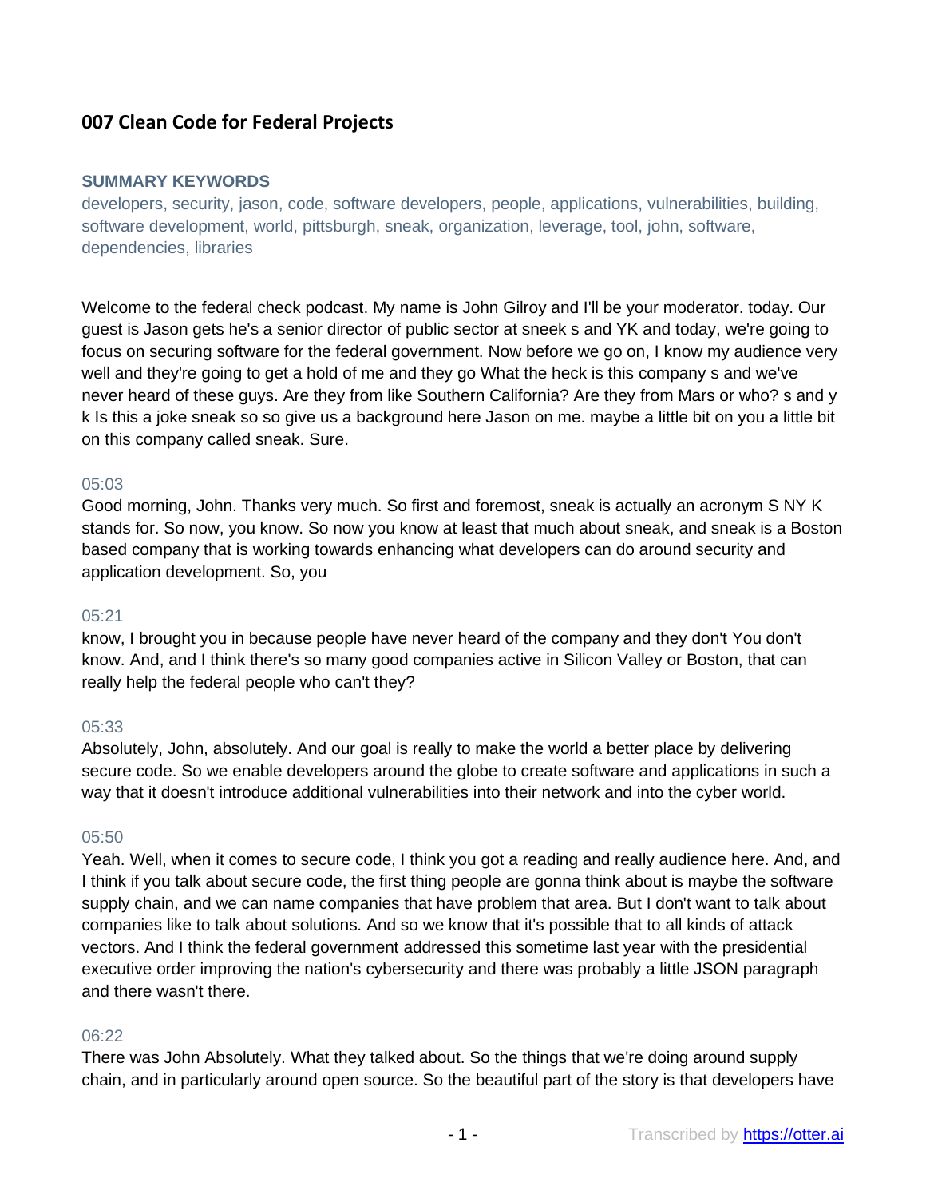# 007 Clean Code for Federal Projects

### SUMMARY KEYWORDS

developers, security, jason, code, software developers, people, applications, vulnerabilities, building, software development, world, pittsburgh, sneak, organization, leverage, tool, john, software, dependencies, libraries

Welcome to the federal check podcast. My name is John Gilroy and I'll be your moderator. today. Our guest is Jason gets he's a senior director of public sector at sneek s and YK and today, we're going to focus on securing software for the federal government. Now before we go on, I know my audience very well and they're going to get a hold of me and they go What the heck is this company s and we've never heard of these guys. Are they from like Southern California? Are they from Mars or who? s and y k Is this a joke sneak so so give us a background here Jason on me. maybe a little bit on you a little bit on this company called sneak. Sure.

05:03

Good morning, John. Thanks very much. So first and foremost, sneak is actually an acronym S NY K stands for. So now, you know. So now you know at least that much about sneak, and sneak is a Boston based company that is working towards enhancing what developers can do around security and application development. So, you

05:21

know, I brought you in because people have never heard of the company and they don't You don't know. And, and I think there's so many good companies active in Silicon Valley or Boston, that can really help the federal people who can't they?

05:33

Absolutely, John, absolutely. And our goal is really to make the world a better place by delivering secure code. So we enable developers around the globe to create software and applications in such a way that it doesn't introduce additional vulnerabilities into their network and into the cyber world.

05:50

Yeah. Well, when it comes to secure code, I think you got a reading and really audience here. And, and I think if you talk about secure code, the first thing people are gonna think about is maybe the software supply chain, and we can name companies that have problem that area. But I don't want to talk about companies like to talk about solutions. And so we know that it's possible that to all kinds of attack vectors. And I think the federal government addressed this sometime last year with the presidential executive order improving the nation's cybersecurity and there was probably a little JSON paragraph and there wasn't there.

06:22

There was John Absolutely. What they talked about. So the things that we're doing around supply chain, and in particularly around open source. So the beautiful part of the story is that developers have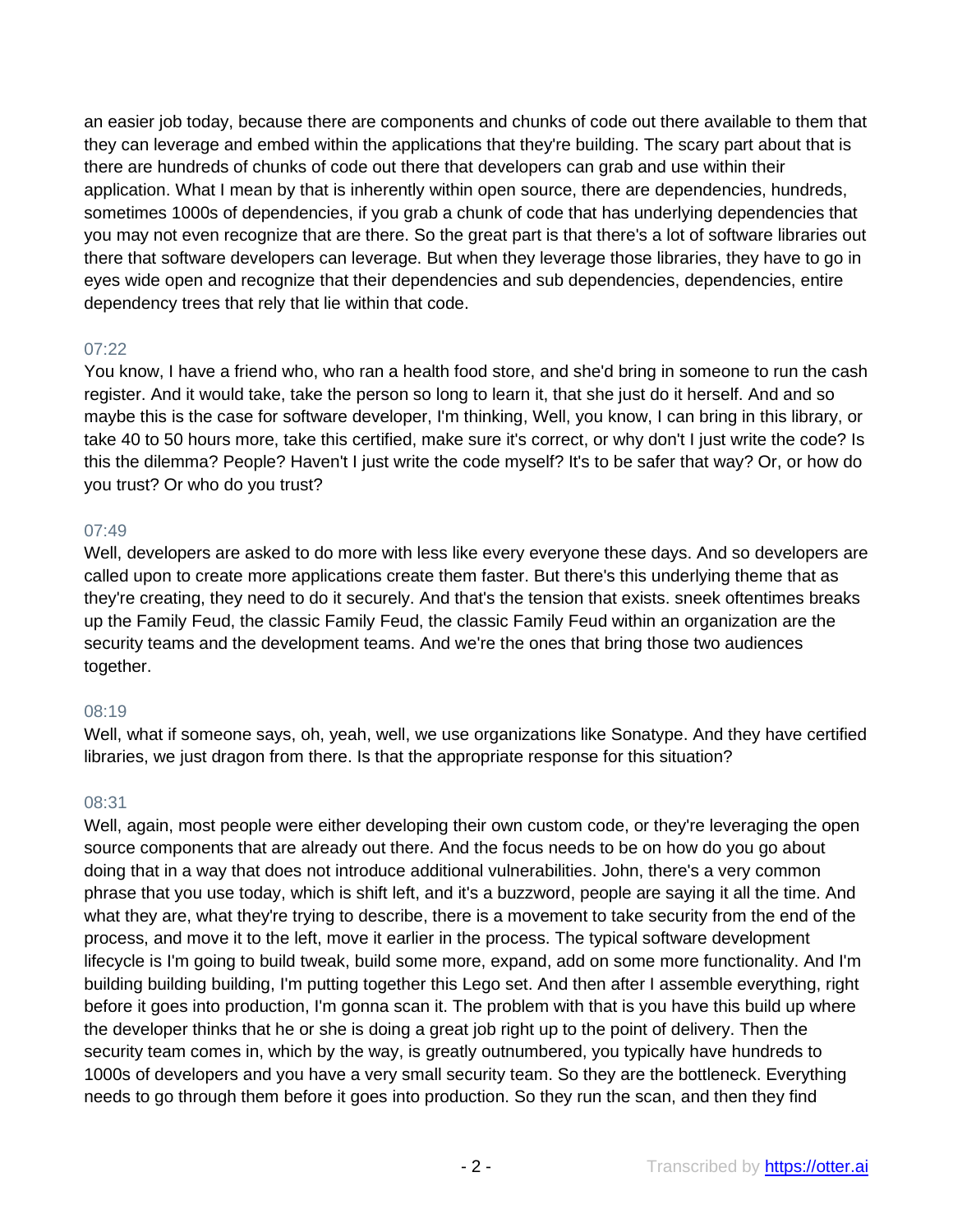an easier job today, because there are components and chunks of code out there available to them that they can leverage and embed within the applications that they're building. The scary part about that is there are hundreds of chunks of code out there that developers can grab and use within their application. What I mean by that is inherently within open source, there are dependencies, hundreds, sometimes 1000s of dependencies, if you grab a chunk of code that has underlying dependencies that you may not even recognize that are there. So the great part is that there's a lot of software libraries out there that software developers can leverage. But when they leverage those libraries, they have to go in eyes wide open and recognize that their dependencies and sub dependencies, dependencies, entire dependency trees that rely that lie within that code.

07:22

You know, I have a friend who, who ran a health food store, and she'd bring in someone to run the cash register. And it would take, take the person so long to learn it, that she just do it herself. And and so maybe this is the case for software developer, I'm thinking, Well, you know, I can bring in this library, or take 40 to 50 hours more, take this certified, make sure it's correct, or why don't I just write the code? Is this the dilemma? People? Haven't I just write the code myself? It's to be safer that way? Or, or how do you trust? Or who do you trust?

07:49

Well, developers are asked to do more with less like every everyone these days. And so developers are called upon to create more applications create them faster. But there's this underlying theme that as they're creating, they need to do it securely. And that's the tension that exists. sneek oftentimes breaks up the Family Feud, the classic Family Feud, the classic Family Feud within an organization are the security teams and the development teams. And we're the ones that bring those two audiences together.

08:19

Well, what if someone says, oh, yeah, well, we use organizations like Sonatype. And they have certified libraries, we just dragon from there. Is that the appropriate response for this situation?

08:31

Well, again, most people were either developing their own custom code, or they're leveraging the open source components that are already out there. And the focus needs to be on how do you go about doing that in a way that does not introduce additional vulnerabilities. John, there's a very common phrase that you use today, which is shift left, and it's a buzzword, people are saying it all the time. And what they are, what they're trying to describe, there is a movement to take security from the end of the process, and move it to the left, move it earlier in the process. The typical software development lifecycle is I'm going to build tweak, build some more, expand, add on some more functionality. And I'm building building building, I'm putting together this Lego set. And then after I assemble everything, right before it goes into production, I'm gonna scan it. The problem with that is you have this build up where the developer thinks that he or she is doing a great job right up to the point of delivery. Then the security team comes in, which by the way, is greatly outnumbered, you typically have hundreds to 1000s of developers and you have a very small security team. So they are the bottleneck. Everything needs to go through them before it goes into production. So they run the scan, and then they find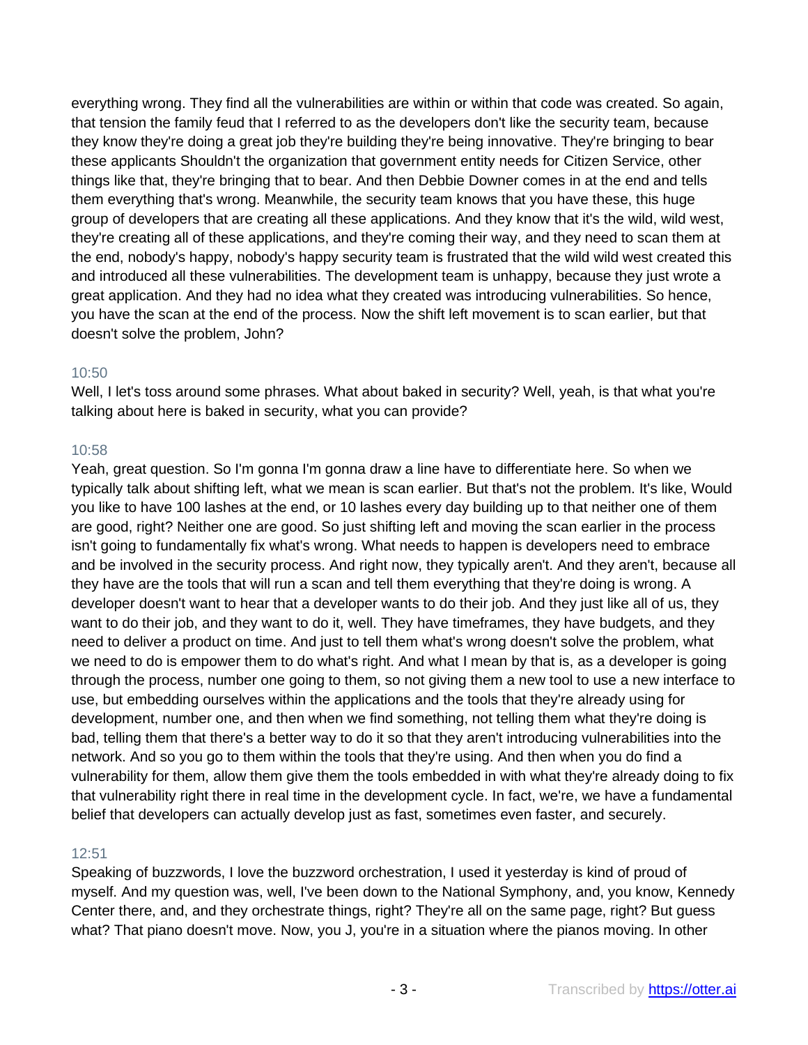everything wrong. They find all the vulnerabilities are within or within that code was created. So again, that tension the family feud that I referred to as the developers don't like the security team, because they know they're doing a great job they're building they're being innovative. They're bringing to bear these applicants Shouldn't the organization that government entity needs for Citizen Service, other things like that, they're bringing that to bear. And then Debbie Downer comes in at the end and tells them everything that's wrong. Meanwhile, the security team knows that you have these, this huge group of developers that are creating all these applications. And they know that it's the wild, wild west, they're creating all of these applications, and they're coming their way, and they need to scan them at the end, nobody's happy, nobody's happy security team is frustrated that the wild wild west created this and introduced all these vulnerabilities. The development team is unhappy, because they just wrote a great application. And they had no idea what they created was introducing vulnerabilities. So hence, you have the scan at the end of the process. Now the shift left movement is to scan earlier, but that doesn't solve the problem, John?

10:50

Well, I let's toss around some phrases. What about baked in security? Well, yeah, is that what you're talking about here is baked in security, what you can provide?

10:58

Yeah, great question. So I'm gonna I'm gonna draw a line have to differentiate here. So when we typically talk about shifting left, what we mean is scan earlier. But that's not the problem. It's like, Would you like to have 100 lashes at the end, or 10 lashes every day building up to that neither one of them are good, right? Neither one are good. So just shifting left and moving the scan earlier in the process isn't going to fundamentally fix what's wrong. What needs to happen is developers need to embrace and be involved in the security process. And right now, they typically aren't. And they aren't, because all they have are the tools that will run a scan and tell them everything that they're doing is wrong. A developer doesn't want to hear that a developer wants to do their job. And they just like all of us, they want to do their job, and they want to do it, well. They have timeframes, they have budgets, and they need to deliver a product on time. And just to tell them what's wrong doesn't solve the problem, what we need to do is empower them to do what's right. And what I mean by that is, as a developer is going through the process, number one going to them, so not giving them a new tool to use a new interface to use, but embedding ourselves within the applications and the tools that they're already using for development, number one, and then when we find something, not telling them what they're doing is bad, telling them that there's a better way to do it so that they aren't introducing vulnerabilities into the network. And so you go to them within the tools that they're using. And then when you do find a vulnerability for them, allow them give them the tools embedded in with what they're already doing to fix that vulnerability right there in real time in the development cycle. In fact, we're, we have a fundamental belief that developers can actually develop just as fast, sometimes even faster, and securely.

12:51

Speaking of buzzwords, I love the buzzword orchestration, I used it yesterday is kind of proud of myself. And my question was, well, I've been down to the National Symphony, and, you know, Kennedy Center there, and, and they orchestrate things, right? They're all on the same page, right? But guess what? That piano doesn't move. Now, you J, you're in a situation where the pianos moving. In other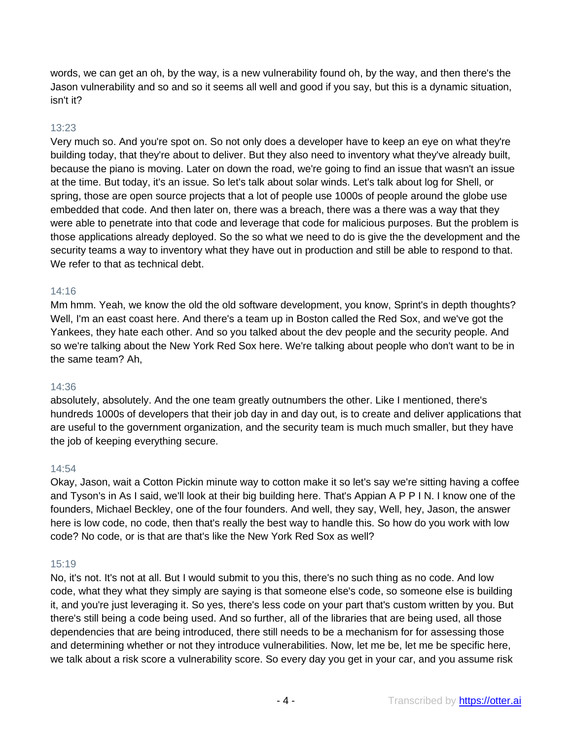words, we can get an oh, by the way, is a new vulnerability found oh, by the way, and then there's the Jason vulnerability and so and so it seems all well and good if you say, but this is a dynamic situation, isn't it?

13:23

Very much so. And you're spot on. So not only does a developer have to keep an eye on what they're building today, that they're about to deliver. But they also need to inventory what they've already built, because the piano is moving. Later on down the road, we're going to find an issue that wasn't an issue at the time. But today, it's an issue. So let's talk about solar winds. Let's talk about log for Shell, or spring, those are open source projects that a lot of people use 1000s of people around the globe use embedded that code. And then later on, there was a breach, there was a there was a way that they were able to penetrate into that code and leverage that code for malicious purposes. But the problem is those applications already deployed. So the so what we need to do is give the the development and the security teams a way to inventory what they have out in production and still be able to respond to that. We refer to that as technical debt.

14:16

Mm hmm. Yeah, we know the old the old software development, you know, Sprint's in depth thoughts? Well, I'm an east coast here. And there's a team up in Boston called the Red Sox, and we've got the Yankees, they hate each other. And so you talked about the dev people and the security people. And so we're talking about the New York Red Sox here. We're talking about people who don't want to be in the same team? Ah,

14:36

absolutely, absolutely. And the one team greatly outnumbers the other. Like I mentioned, there's hundreds 1000s of developers that their job day in and day out, is to create and deliver applications that are useful to the government organization, and the security team is much much smaller, but they have the job of keeping everything secure.

14:54

Okay, Jason, wait a Cotton Pickin minute way to cotton make it so let's say we're sitting having a coffee and Tyson's in As I said, we'll look at their big building here. That's Appian A P P I N. I know one of the founders, Michael Beckley, one of the four founders. And well, they say, Well, hey, Jason, the answer here is low code, no code, then that's really the best way to handle this. So how do you work with low code? No code, or is that are that's like the New York Red Sox as well?

15:19

No, it's not. It's not at all. But I would submit to you this, there's no such thing as no code. And low code, what they what they simply are saying is that someone else's code, so someone else is building it, and you're just leveraging it. So yes, there's less code on your part that's custom written by you. But there's still being a code being used. And so further, all of the libraries that are being used, all those dependencies that are being introduced, there still needs to be a mechanism for for assessing those and determining whether or not they introduce vulnerabilities. Now, let me be, let me be specific here, we talk about a risk score a vulnerability score. So every day you get in your car, and you assume risk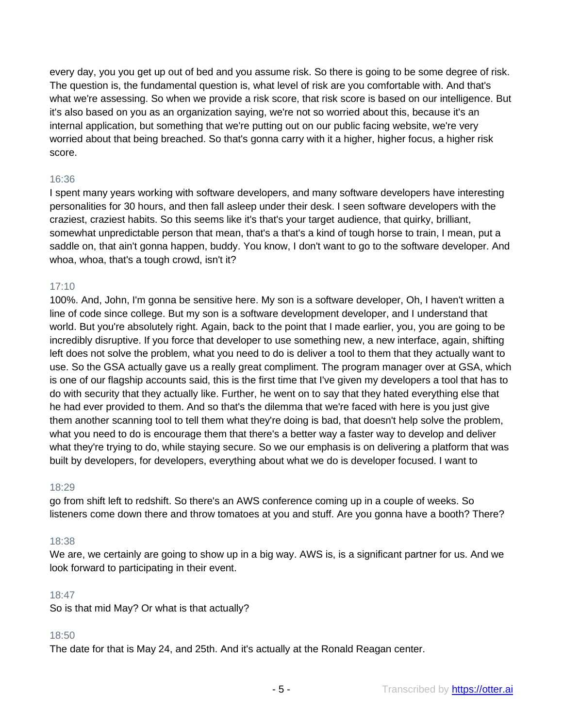every day, you you get up out of bed and you assume risk. So there is going to be some degree of risk. The question is, the fundamental question is, what level of risk are you comfortable with. And that's what we're assessing. So when we provide a risk score, that risk score is based on our intelligence. But it's also based on you as an organization saying, we're not so worried about this, because it's an internal application, but something that we're putting out on our public facing website, we're very worried about that being breached. So that's gonna carry with it a higher, higher focus, a higher risk score.

16:36

I spent many years working with software developers, and many software developers have interesting personalities for 30 hours, and then fall asleep under their desk. I seen software developers with the craziest, craziest habits. So this seems like it's that's your target audience, that quirky, brilliant, somewhat unpredictable person that mean, that's a that's a kind of tough horse to train, I mean, put a saddle on, that ain't gonna happen, buddy. You know, I don't want to go to the software developer. And whoa, whoa, that's a tough crowd, isn't it?

17:10

100%. And, John, I'm gonna be sensitive here. My son is a software developer, Oh, I haven't written a line of code since college. But my son is a software development developer, and I understand that world. But you're absolutely right. Again, back to the point that I made earlier, you, you are going to be incredibly disruptive. If you force that developer to use something new, a new interface, again, shifting left does not solve the problem, what you need to do is deliver a tool to them that they actually want to use. So the GSA actually gave us a really great compliment. The program manager over at GSA, which is one of our flagship accounts said, this is the first time that I've given my developers a tool that has to do with security that they actually like. Further, he went on to say that they hated everything else that he had ever provided to them. And so that's the dilemma that we're faced with here is you just give them another scanning tool to tell them what they're doing is bad, that doesn't help solve the problem, what you need to do is encourage them that there's a better way a faster way to develop and deliver what they're trying to do, while staying secure. So we our emphasis is on delivering a platform that was built by developers, for developers, everything about what we do is developer focused. I want to

18:29

go from shift left to redshift. So there's an AWS conference coming up in a couple of weeks. So listeners come down there and throw tomatoes at you and stuff. Are you gonna have a booth? There?

18:38

We are, we certainly are going to show up in a big way. AWS is, is a significant partner for us. And we look forward to participating in their event.

18:47

So is that mid May? Or what is that actually?

18:50

The date for that is May 24, and 25th. And it's actually at the Ronald Reagan center.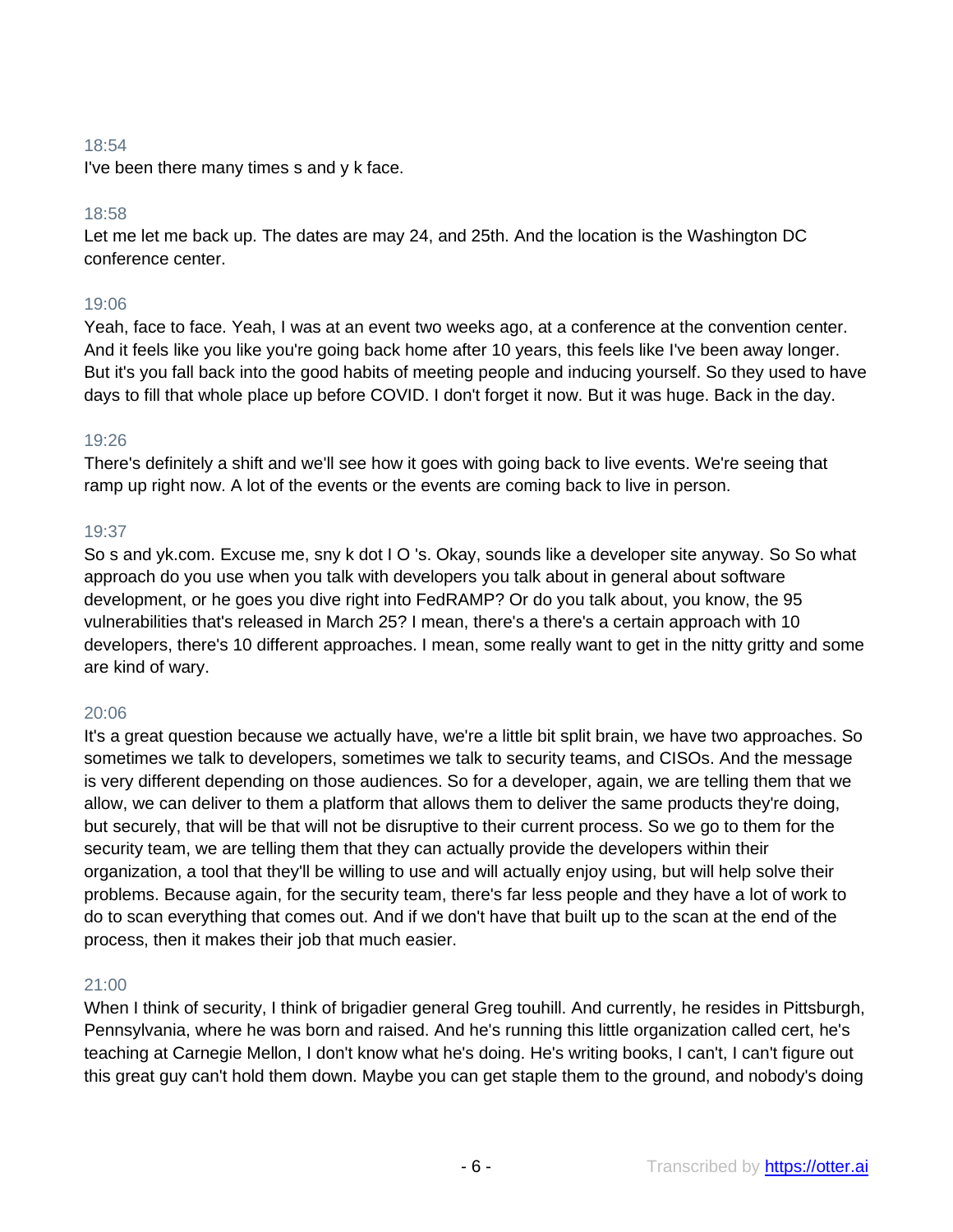18:54
I've been there many times s and y k face.

18:58
Let me let me back up. The dates are may 24, and 25th. And the location is the Washington DC conference center.

19:06
Yeah, face to face. Yeah, I was at an event two weeks ago, at a conference at the convention center. And it feels like you like you're going back home after 10 years, this feels like I've been away longer. But it's you fall back into the good habits of meeting people and inducing yourself. So they used to have days to fill that whole place up before COVID. I don't forget it now. But it was huge. Back in the day.

19:26
There's definitely a shift and we'll see how it goes with going back to live events. We're seeing that ramp up right now. A lot of the events or the events are coming back to live in person.

19:37
So s and yk.com. Excuse me, sny k dot I O 's. Okay, sounds like a developer site anyway. So So what approach do you use when you talk with developers you talk about in general about software development, or he goes you dive right into FedRAMP? Or do you talk about, you know, the 95 vulnerabilities that's released in March 25? I mean, there's a there's a certain approach with 10 developers, there's 10 different approaches. I mean, some really want to get in the nitty gritty and some are kind of wary.

20:06
It's a great question because we actually have, we're a little bit split brain, we have two approaches. So sometimes we talk to developers, sometimes we talk to security teams, and CISOs. And the message is very different depending on those audiences. So for a developer, again, we are telling them that we allow, we can deliver to them a platform that allows them to deliver the same products they're doing, but securely, that will be that will not be disruptive to their current process. So we go to them for the security team, we are telling them that they can actually provide the developers within their organization, a tool that they'll be willing to use and will actually enjoy using, but will help solve their problems. Because again, for the security team, there's far less people and they have a lot of work to do to scan everything that comes out. And if we don't have that built up to the scan at the end of the process, then it makes their job that much easier.

21:00
When I think of security, I think of brigadier general Greg touhill. And currently, he resides in Pittsburgh, Pennsylvania, where he was born and raised. And he's running this little organization called cert, he's teaching at Carnegie Mellon, I don't know what he's doing. He's writing books, I can't, I can't figure out this great guy can't hold them down. Maybe you can get staple them to the ground, and nobody's doing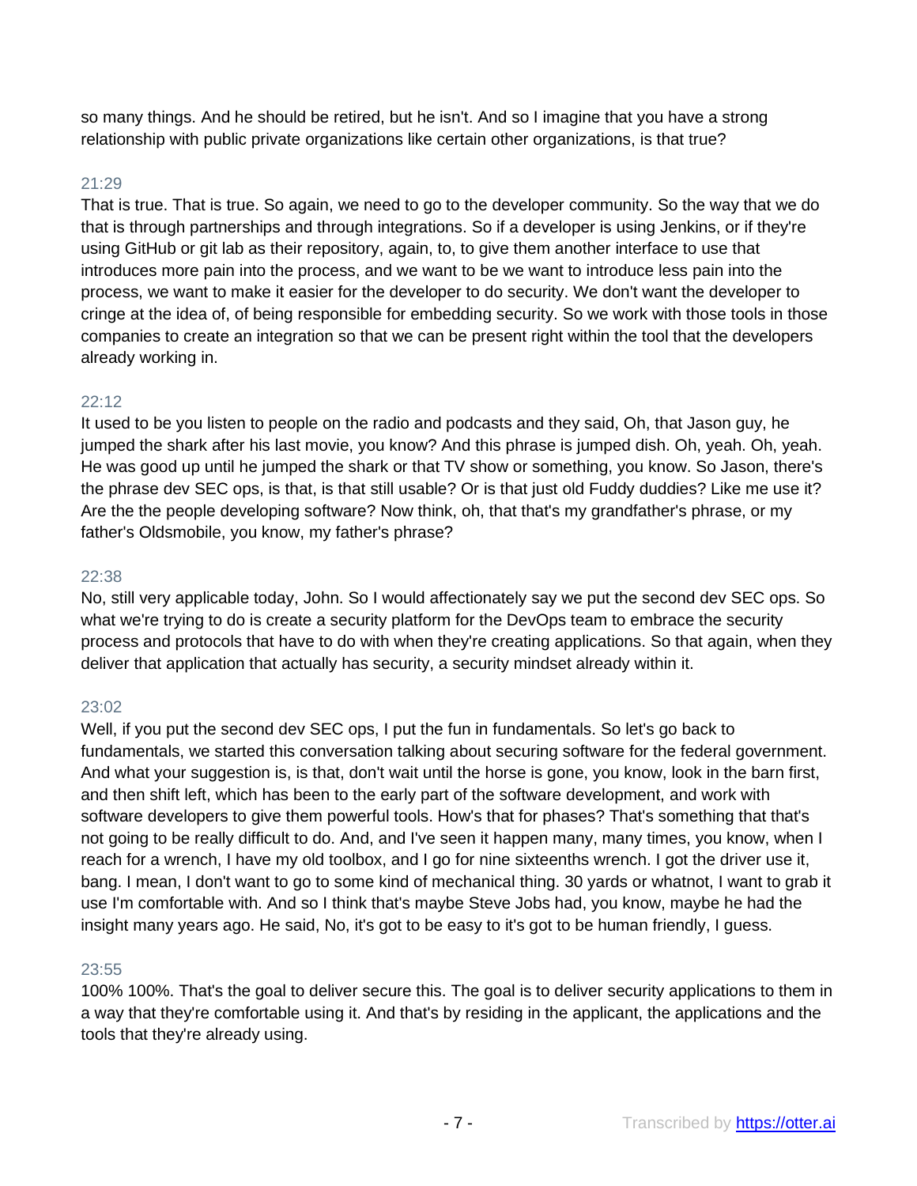so many things. And he should be retired, but he isn't. And so I imagine that you have a strong relationship with public private organizations like certain other organizations, is that true?

21:29

That is true. That is true. So again, we need to go to the developer community. So the way that we do that is through partnerships and through integrations. So if a developer is using Jenkins, or if they're using GitHub or git lab as their repository, again, to, to give them another interface to use that introduces more pain into the process, and we want to be we want to introduce less pain into the process, we want to make it easier for the developer to do security. We don't want the developer to cringe at the idea of, of being responsible for embedding security. So we work with those tools in those companies to create an integration so that we can be present right within the tool that the developers already working in.

22:12

It used to be you listen to people on the radio and podcasts and they said, Oh, that Jason guy, he jumped the shark after his last movie, you know? And this phrase is jumped dish. Oh, yeah. Oh, yeah. He was good up until he jumped the shark or that TV show or something, you know. So Jason, there's the phrase dev SEC ops, is that, is that still usable? Or is that just old Fuddy duddies? Like me use it? Are the the people developing software? Now think, oh, that that's my grandfather's phrase, or my father's Oldsmobile, you know, my father's phrase?

22:38

No, still very applicable today, John. So I would affectionately say we put the second dev SEC ops. So what we're trying to do is create a security platform for the DevOps team to embrace the security process and protocols that have to do with when they're creating applications. So that again, when they deliver that application that actually has security, a security mindset already within it.

23:02

Well, if you put the second dev SEC ops, I put the fun in fundamentals. So let's go back to fundamentals, we started this conversation talking about securing software for the federal government. And what your suggestion is, is that, don't wait until the horse is gone, you know, look in the barn first, and then shift left, which has been to the early part of the software development, and work with software developers to give them powerful tools. How's that for phases? That's something that that's not going to be really difficult to do. And, and I've seen it happen many, many times, you know, when I reach for a wrench, I have my old toolbox, and I go for nine sixteenths wrench. I got the driver use it, bang. I mean, I don't want to go to some kind of mechanical thing. 30 yards or whatnot, I want to grab it use I'm comfortable with. And so I think that's maybe Steve Jobs had, you know, maybe he had the insight many years ago. He said, No, it's got to be easy to it's got to be human friendly, I guess.

23:55

100% 100%. That's the goal to deliver secure this. The goal is to deliver security applications to them in a way that they're comfortable using it. And that's by residing in the applicant, the applications and the tools that they're already using.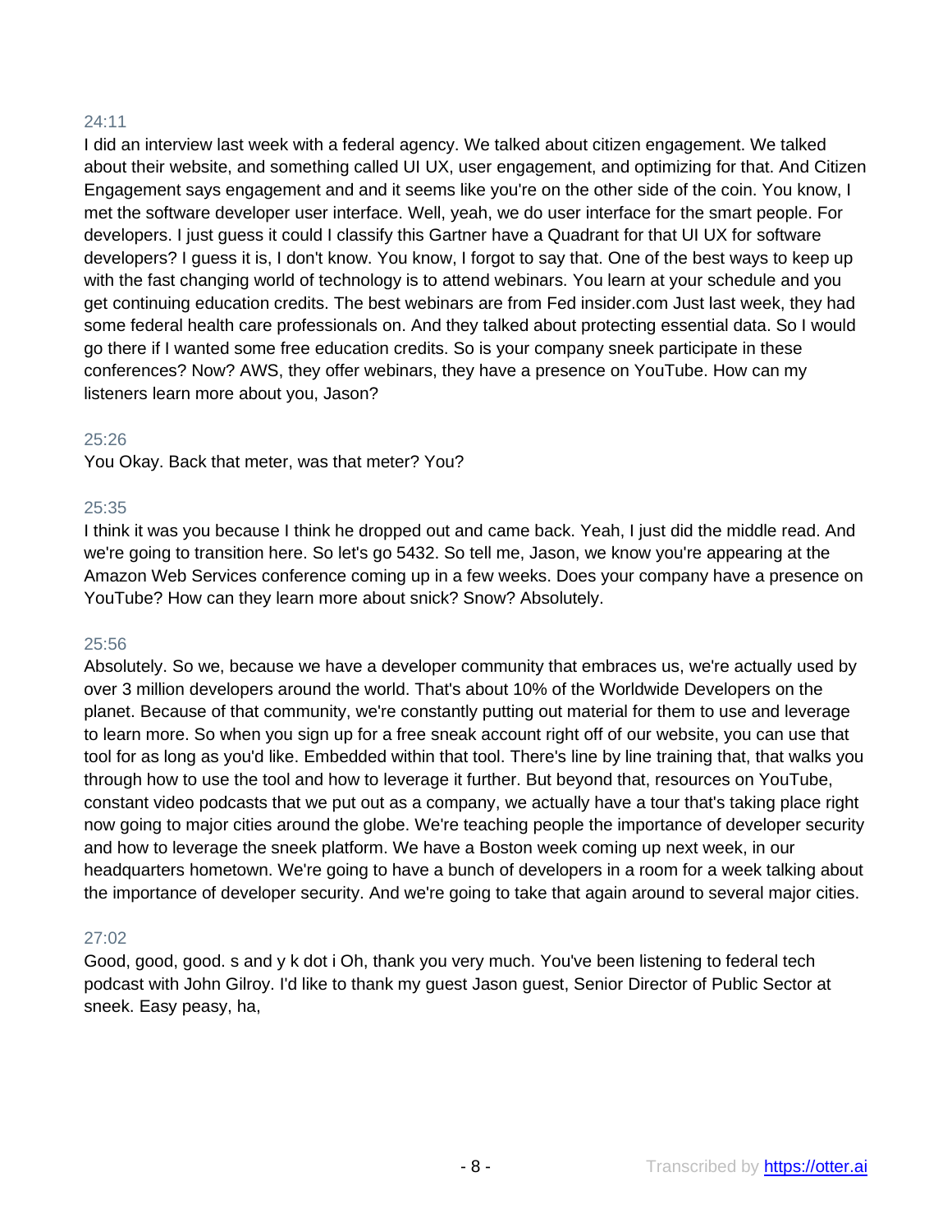24:11

I did an interview last week with a federal agency. We talked about citizen engagement. We talked about their website, and something called UI UX, user engagement, and optimizing for that. And Citizen Engagement says engagement and and it seems like you're on the other side of the coin. You know, I met the software developer user interface. Well, yeah, we do user interface for the smart people. For developers. I just guess it could I classify this Gartner have a Quadrant for that UI UX for software developers? I guess it is, I don't know. You know, I forgot to say that. One of the best ways to keep up with the fast changing world of technology is to attend webinars. You learn at your schedule and you get continuing education credits. The best webinars are from Fed insider.com Just last week, they had some federal health care professionals on. And they talked about protecting essential data. So I would go there if I wanted some free education credits. So is your company sneek participate in these conferences? Now? AWS, they offer webinars, they have a presence on YouTube. How can my listeners learn more about you, Jason?

25:26

You Okay. Back that meter, was that meter? You?

25:35

I think it was you because I think he dropped out and came back. Yeah, I just did the middle read. And we're going to transition here. So let's go 5432. So tell me, Jason, we know you're appearing at the Amazon Web Services conference coming up in a few weeks. Does your company have a presence on YouTube? How can they learn more about snick? Snow? Absolutely.

25:56

Absolutely. So we, because we have a developer community that embraces us, we're actually used by over 3 million developers around the world. That's about 10% of the Worldwide Developers on the planet. Because of that community, we're constantly putting out material for them to use and leverage to learn more. So when you sign up for a free sneak account right off of our website, you can use that tool for as long as you'd like. Embedded within that tool. There's line by line training that, that walks you through how to use the tool and how to leverage it further. But beyond that, resources on YouTube, constant video podcasts that we put out as a company, we actually have a tour that's taking place right now going to major cities around the globe. We're teaching people the importance of developer security and how to leverage the sneek platform. We have a Boston week coming up next week, in our headquarters hometown. We're going to have a bunch of developers in a room for a week talking about the importance of developer security. And we're going to take that again around to several major cities.

27:02

Good, good, good. s and y k dot i Oh, thank you very much. You've been listening to federal tech podcast with John Gilroy. I'd like to thank my guest Jason guest, Senior Director of Public Sector at sneek. Easy peasy, ha,